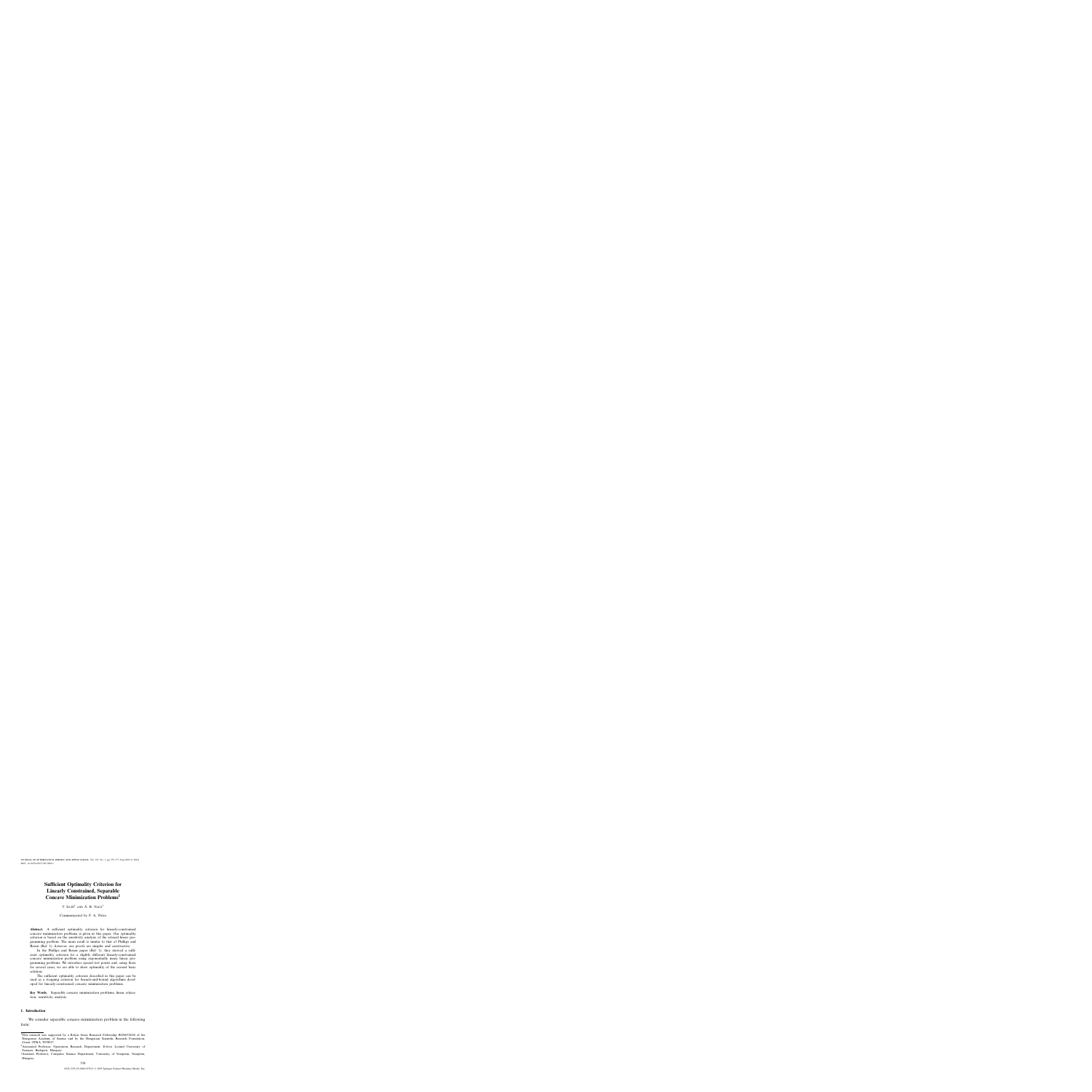# Sufficient Optimality Criterion for Linearly Constrained, Separable Concave Minimization Problems[1]

T. Illés[2] and A. B. Nagy[3]

Communicated by F. A. Potra

**Abstract.** A sufficient optimality criterion for linearly-constrained concave minimization problems is given in this paper. Our optimality criterion is based on the sensitivity analysis of the related linear programming problem. The main result is similar to that of Phillips and Rosen (Ref. 1); however, our proofs are simpler and constructive.

In the Phillips and Rosen paper (Ref. 1), they derived a sufficient optimality criterion for a slightly different linearly-constrained concave minimization problem using exponentially many linear programming problems. We introduce special test points and, using these for several cases, we are able to show optimality of the current basic solution.

The sufficient optimality criterion described in this paper can be used as a stopping criterion for branch-and-bound algorithms developed for linearly-constrained concave minimization problems.

**Key Words.** Separable concave minimization problems, linear relaxation, sensitivity analysis.

## 1. Introduction

We consider separable concave minimization problem in the following form:

---

[1] This research was supported by a Bolyai János Research Fellowship BO/00334/00 of the Hungarian Academy of Science and by the Hungarian Scientific Research Foundation, Grant OTKA T038027.

[2] Associated Professor, Operations Research Department, Eötvös Loránd University of Sciences, Budapest, Hungary.

[3] Assistant Professor, Computer Science Department, University of Veszprém, Veszprém, Hungary.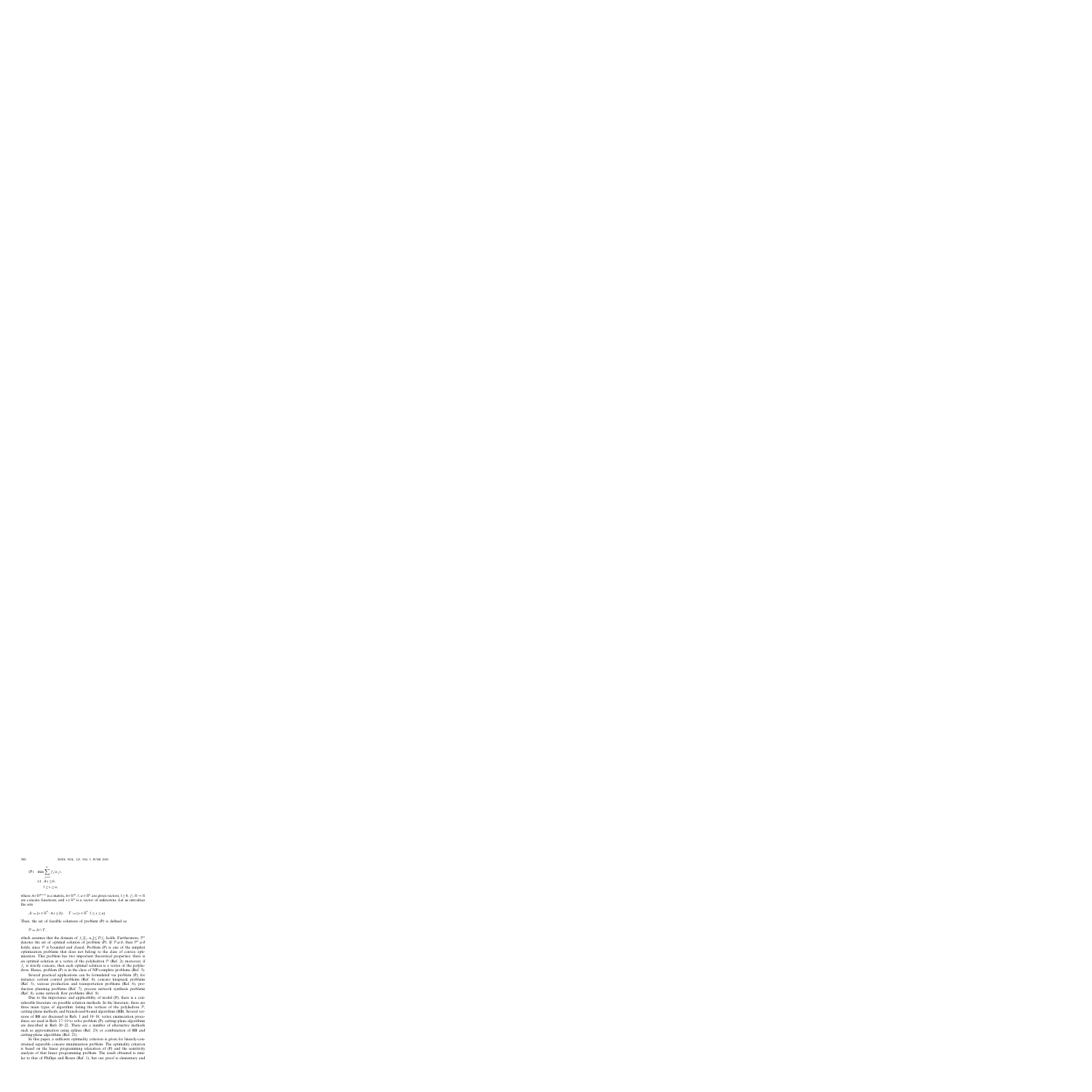$$
\begin{aligned}
\text{(P)} \quad & \min \sum_{j=1}^{n} f_j(x_j), \\
\text{s.t.} \quad & Ax \leq b, \\
& l \leq x \leq u,
\end{aligned}
$$

where $A \in \mathbb{R}^{m \times n}$ is a matrix, $b \in \mathbb{R}^m$, $l, u \in \mathbb{R}^n$ are given vectors, $l \leq 0$, $f_j : \mathbb{R} \to \mathbb{R}$ are concave functions, and $x \in \mathbb{R}^n$ is a vector of unknowns. Let us introduce the sets

$$
A := \{x \in \mathbb{R}^n : Ax \leq b\}, \qquad T := \{x \in \mathbb{R}^n : l \leq x \leq u\}.
$$

Then, the set of feasible solutions of problem (P) is defined as

$$
P = A \cap T,
$$

which assumes that the domain of $f_j$, $[l_j, u_j] \subseteq \mathcal{D} f_j$ holds. Furthermore, $P^*$ denotes the set of optimal solution of problem (P). If $P \neq \emptyset$, then $P^* \neq \emptyset$ holds, since $P$ is bounded and closed. Problem (P) is one of the simplest optimization problems that does not belong to the class of convex optimization. This problem has two important theoretical properties: there is an optimal solution at a vertex of the polyhedron $P$ (Ref. 2); moreover, if $f_j$ is strictly concave, then each optimal solution is a vertex of the polyhedron. Hence, problem (P) is in the class of NP-complete problems (Ref. 3).

Several practical applications can be formulated via problem (P), for instance, certain control problems (Ref. 4), concave knapsack problems (Ref. 5), various production and transportation problems (Ref. 6), production planning problems (Ref. 7), process network synthesis problems (Ref. 8), some network flow problems (Ref. 9).

Due to the importance and applicability of model (P), there is a considerable literature on possible solution methods. In the literature, there are three main types of algorithm: listing the vertices of the polyhedron $P$, cutting-plane methods, and branch-and-bound algorithms (BB). Several versions of BB are discussed in Refs. 1 and 10–16; vertex enumeration procedures are used in Refs. 17–19 to solve problem (P); cutting-plane algorithms are described in Refs. 20–22. There are a number of alternative methods such as approximation using splines (Ref. 23) or combination of BB and cutting-plane algorithms (Ref. 21).

In this paper, a sufficient optimality criterion is given for linearly-constrained separable concave minimization problem. The optimality criterion is based on the linear programming relaxation of (P) and the sensitivity analysis of that linear programming problem. The result obtained is similar to that of Phillips and Rosen (Ref. 1), but our proof is elementary and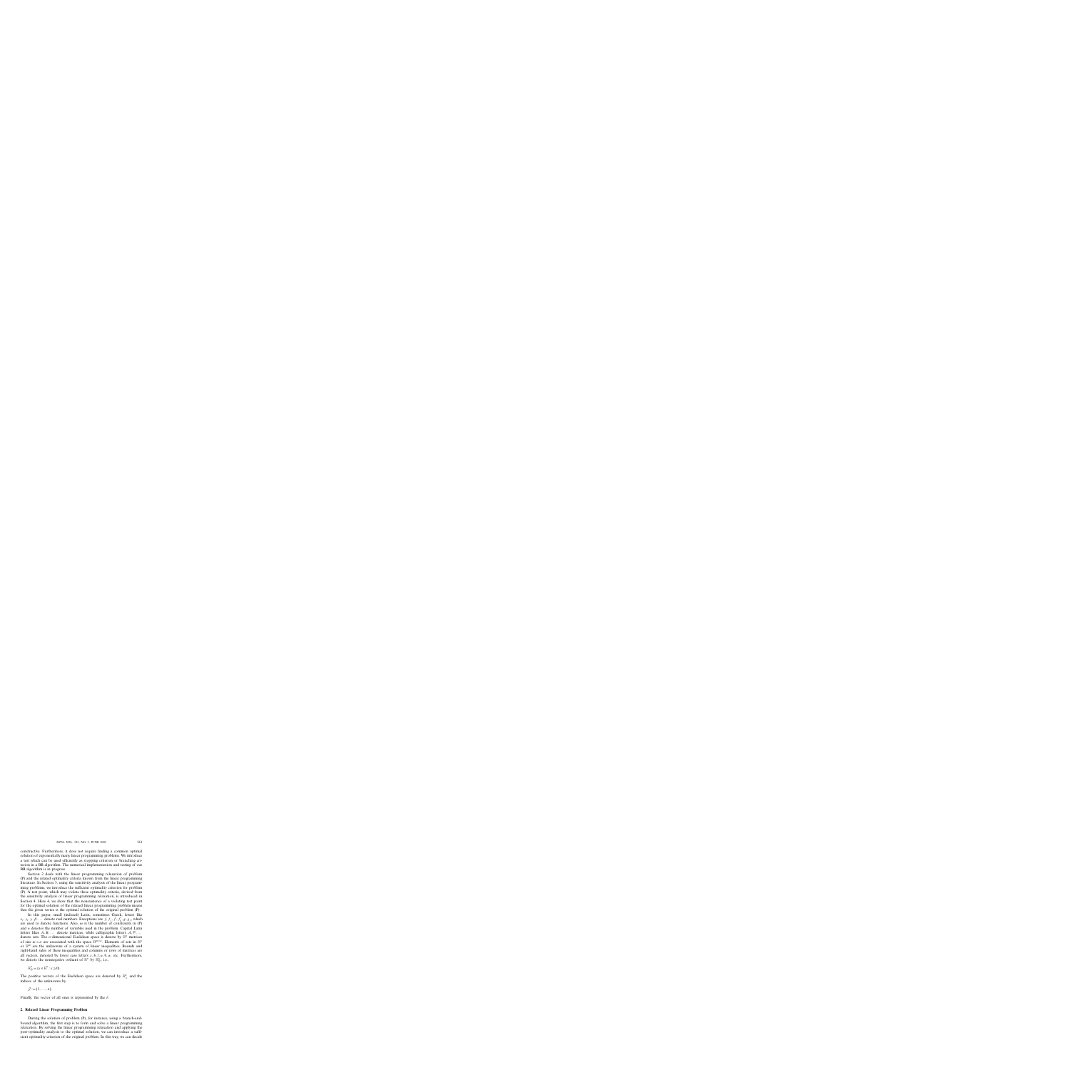constructive. Furthermore, it does not require finding a common optimal solution of exponentially many linear programming problems. We introduce a test which can be used efficiently as stopping criterion or branching criterion in a BB algorithm. The numerical implementation and testing of our BB algorithm is in progress.

Section 2 deals with the linear programming relaxation of problem (P) and the related optimality criteria known from the linear programming literature. In Section 3, using the sensitivity analysis of the linear programming problems, we introduce the sufficient optimality criterion for problem (P). A test point, which may violate these optimality criteria, derived from the sensitivity analysis of linear programming relaxation, is introduced in Section 4. Here it, we show that the nonexistence of a violating test point for the optimal solution of the relaxed linear programming problem means that the given vertex is the optimal solution of the original problem (P).

In this paper, small (italised) Latin, sometimes Greek, letters like $a, \gamma_i, \gamma, \beta, \ldots$ denote real numbers. Exceptions are $f, f_1, f, f_2, g, g_1$, which are used to denote functions. Also, $m$ is the number of constraints in (P) and $n$ denotes the number of variables used in the problem. Capital Latin letters likes $A, B, \ldots$ denote matrices, while calligraphic letters $\mathcal{A}, \mathcal{P}, \ldots$ denote sets. The $n$-dimensional Euclidean space is denote by $\mathbb{R}^n$ matrices of size $m \times n$ are associated with the space $\mathbb{R}^{m \times n}$. Elements of sets in $\mathbb{R}^n$ or $\mathbb{R}^m$ are the unknowns of a system of linear inequalities. Bounds and right-hand sides of these inequalities and columns or rows of matrices are all vectors, denoted by lower case letters $x, b, l, u, 0, a_j$ etc. Furthermore, we denote the nonnegative orthant of $\mathbb{R}^n$ by $\mathbb{R}^n_{\oplus}$, i.e.,

$$\mathbb{R}^n_{\oplus} = \{x \in \mathbb{R}^n : x \geq 0\}.$$

The positive vectors of the Euclidean space are denoted by $\mathbb{R}^n_{+}$ and the indices of the unknowns by

$$\mathcal{J} := \{1, \ldots, n\}.$$

Finally, the vector of all ones is represented by the $\bar{e}$.

## 2. Relaxed Linear Programming Problem

During the solution of problem (P), for instance, using a branch-and-bound algorithm, the first step is to form and solve a linear programming relaxation. By solving the linear programming relaxation and applying the post-optimality analysis to the optimal solution, we can introduce a sufficient optimality criterion of the original problem. In this way, we can decide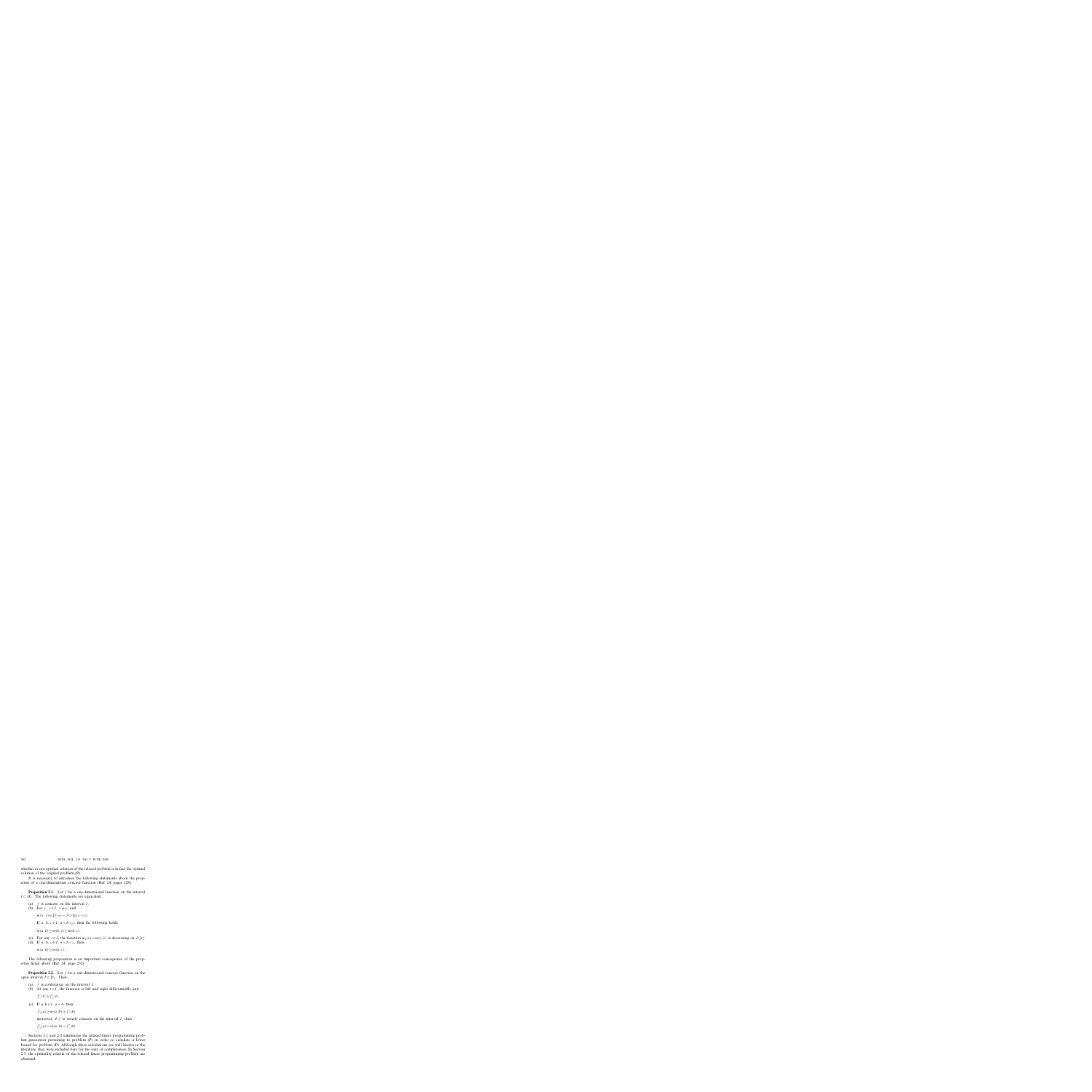whether or not optimal solution of the relaxed problem is in fact the optimal solution of the original problem (P).

It is necessary to introduce the following statements about the properties of a one-dimensional concave function (Ref. 24, pages 228).

**Proposition 2.1.** Let $f$ be a one-dimensional function on the interval $I \subseteq D_f$. The following statements are equivalent:

(a) $f$ is concave on the interval $I$.

(b) Let $x, y \in I$, $x \neq y$, and

$$m(x, y) = [f(y) - f(x)]/(y - x).$$

If $a, b, c \in I$, $a < b < c$, then the following holds:

$$m(a, b) \geq m(a, c) \geq m(b, c).$$

(c) For any $t \in I$, the function $m_t(x) = m(t, x)$ is decreasing on $I \setminus \{t\}$.

(d) If $a, b, c \in I$, $a < b < c$, then

$$m(a, b) \geq m(b, c).$$

The following proposition is an important consequence of the properties listed above (Ref. 24, page 232).

**Proposition 2.2.** Let $f$ be a one-dimensional concave function on the open interval $I \subseteq D_f$. Then:

(a) $f$ is continuous on the interval $I$.

(b) At any $t \in I$, the function is left and right differentiable and

$$f'_-(t) \geq f'_+(t).$$

(c) If $a, b \in I$, $a < b$, then

$$f'_+(a) \geq m(a, b) \geq f'_-(b);$$

moreover, if $f$ is strictly concave on the interval $I$, then

$$f'_+(a) > m(a, b) > f'_-(b).$$

Sections 2.1 and 2.2 summarize the relaxed linear programming problem generation pertaining to problem (P) in order to calculate a lower bound for problem (P). Although these calculations are well known in the literature, they were included here for the sake of completeness. In Section 2.3, the optimality criteria of the relaxed linear programming problem are obtained.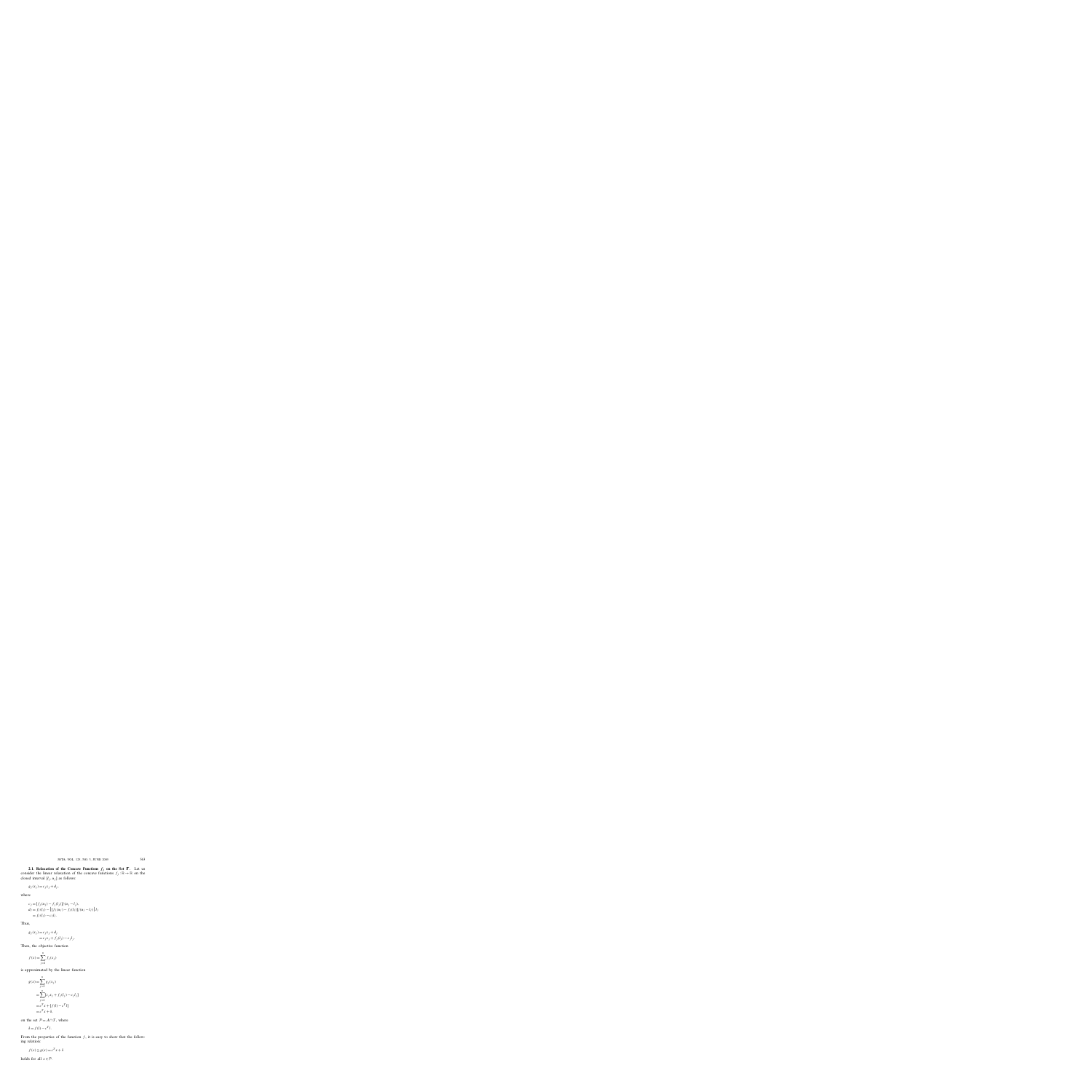**2.1. Relaxation of the Concave Functions $f_j$ on the Set $\mathcal{T}$.** Let us consider the linear relaxation of the concave functions $f_j : \mathbb{R} \rightarrow \mathbb{R}$ on the closed interval $[l_j, u_j]$ as follows:

$$g_j(x_j) = c_j x_j + d_j,$$

where

$$\begin{aligned}
c_j &= [f_j(u_j) - f_j(l_j)]/(u_j - l_j),\\
d_j &= f_j(l_j) - \{[f_j(u_j) - f_j(l_j)]/(u_j - l_j)\} l_j\\
&= f_j(l_j) - c_j l_j.
\end{aligned}$$

Thus,

$$\begin{aligned}
g_j(x_j) &= c_j x_j + d_j\\
&= c_j x_j + f_j(l_j) - c_j l_j.
\end{aligned}$$

Then, the objective function

$$f(x) = \sum_{j=1}^{n} f_j(x_j)$$

is approximated by the linear function

$$\begin{aligned}
g(x) &= \sum_{j=1}^{n} g_j(x_j)\\
&= \sum_{j=1}^{n} [c_j x_j + f_j(l_j) - c_j l_j]\\
&= c^T x + [f(l) - c^T l]\\
&= c^T x + k,
\end{aligned}$$

on the set $\mathcal{P} = \mathcal{M} \cap \mathcal{T}$, where

$$k = f(l) - c^T l.$$

From the properties of the function $f$, it is easy to show that the following relation

$$f(x) \geq g(x) = c^T x + k$$

holds for all $x \in \mathcal{P}$.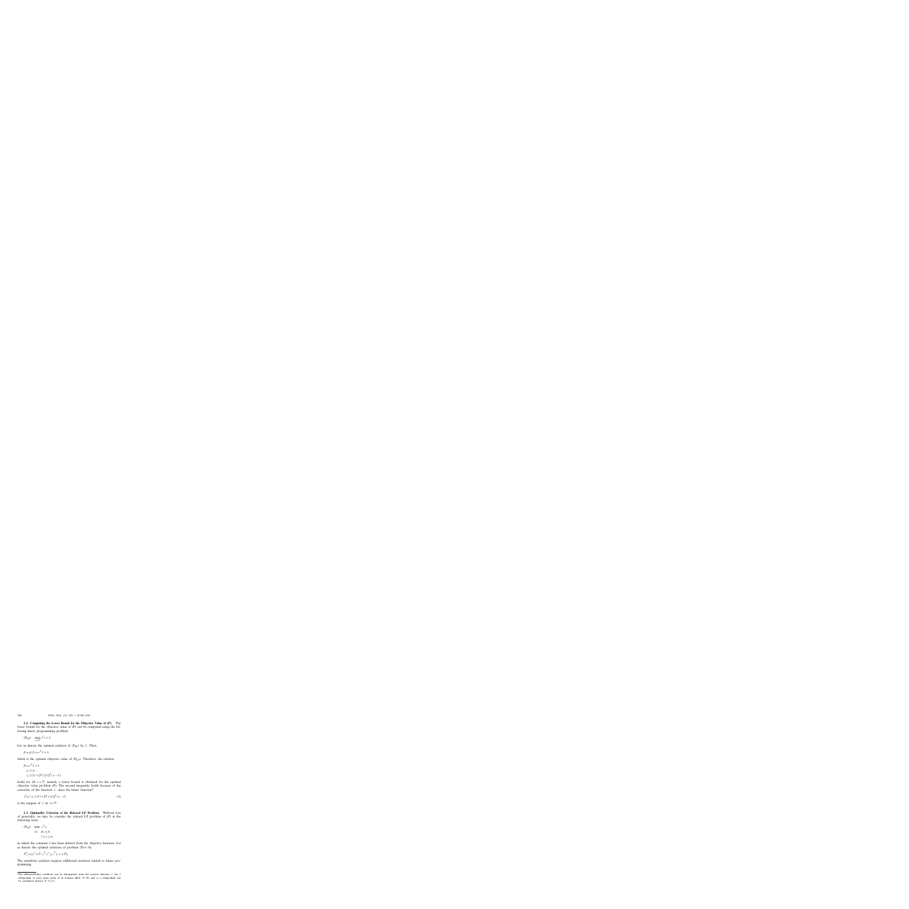**2.2. Computing the Lower Bound for the Objective Value of (P).** The lower bound for the objective value of (P) can be computed using the following linear programming problem:

$$(\mathrm{P}_{LP}) \quad \min_{x \in P} c^T x + \bar{c}.$$

Let us denote the optimal solution of $(\mathrm{P}_{LP})$ by $\hat{x}$. Then,

$$\beta = g(\hat{x}) = c^T \hat{x} + \bar{c},$$

which is the optimal objective value of $(\mathrm{P}_{LP})$. Therefore, the relation

$$\begin{aligned}
\beta &= c^T \hat{x} + \bar{c} \\
&\leq f(x) \\
&\leq f(\hat{x}) + [\nabla f(\hat{x})]^T (x - \hat{x})
\end{aligned}$$

holds for all $x \in P$, namely, a lower bound is obtained for the optimal objective value problem (P). The second inequality holds because of the concavity of the function $f$, since the linear function[4]

$$\bar{f}(x) = f(\hat{x}) + [\nabla f(\hat{x})]^T (x - \hat{x}) \tag{3}$$

is the tangent of $f$ in $\hat{x} \in P$.

**2.3. Optimality Criterion of the Relaxed LP Problem.** Without loss of generality, we may be consider the relaxed LP problem of (P) in the following form:

$$\begin{aligned}
(\mathrm{P}_{LP}) \quad & \min \ c^T x, \\
& \text{s.t.} \quad Ax \leq b, \\
& \qquad\quad l \leq x \leq u,
\end{aligned}$$

in which the constant $\bar{c}$ has been deleted from the objective function. Let us denote the optimal solutions of problem $(\mathrm{P}_{LP})$ by

$$P_c^* = \{x^* \in P : c^T x^* \leq c^T x, \ x \in P\}.$$

The sensitivity analysis requires additional notation related to linear programming.

---

[4]The differentiability condition can be disregarded, since the concave function $f$ has a subgradient at every inner point of its domain (Refs. 23–26) and so a subgradient can be considered instead of $\nabla f(\hat{x})$.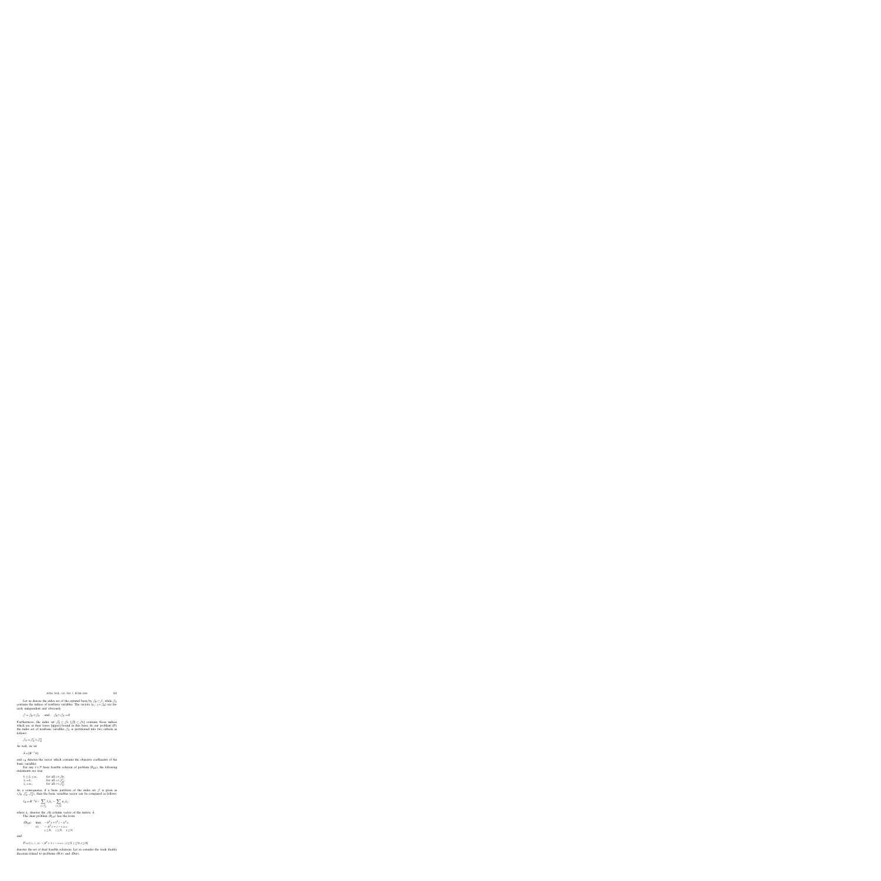Let us denote the index set of the optimal basis by $\mathcal{J}_B \subseteq \mathcal{J}$, while $\mathcal{J}_N$ contains the indices of nonbasic variables. The vectors $\{a_j : j \in \mathcal{J}_B\}$ are linearly independent and obviously

$$\mathcal{J} = \mathcal{J}_B \cup \mathcal{J}_N \quad \text{and} \quad \mathcal{J}_B \cap \mathcal{J}_N = \emptyset.$$

Furthermore, the index set $\mathcal{J}_N^l \subseteq \mathcal{J}_N$ [$\mathcal{J}_N^u \subseteq \mathcal{J}_N$] contains those indices which are at their lower [upper] bound in this basis. In our problem (P), the index set of nonbasic variables $\mathcal{J}_N$ is partitioned into two subsets as follows:

$$\mathcal{J}_N = \mathcal{J}_N^l \cup \mathcal{J}_N^u.$$

As well, we let

$$\bar{A} = [B^{-1}A]$$

and $c_B$ denotes the vector which contains the objective coefficients of the basic variables.

For any $\bar{x} \in \mathcal{P}$ basic feasible solution of problem ($P_{LU}$), the following statements are true:

$$\begin{aligned}
l_i \leq \bar{x}_i \leq u_i, \quad & \text{for all } i \in \mathcal{J}_B, \\
\bar{x}_i = l_i, \quad & \text{for all } i \in \mathcal{J}_N^l, \\
\bar{x}_i = u_i, \quad & \text{for all } i \in \mathcal{J}_N^u.
\end{aligned}$$

As a consequence, if a basic partition of the index set $\mathcal{J}$ is given as $(\mathcal{J}_B, \mathcal{J}_N^l, \mathcal{J}_N^u)$, then the basic variables vector can be computed as follows:

$$\bar{x}_B = B^{-1}b - \sum_{j \in \mathcal{J}_N^l} l_j \bar{a}_j - \sum_{j \in \mathcal{J}_N^u} u_j \bar{a}_j,$$

where $\bar{a}_j$ denotes the $j$th column vector of the matrix $\bar{A}$.

The dual problem ($P_{LU}$) has the form

$$(D_{LU}) \quad \begin{aligned}
\max \quad & -b^T y + l^T z - u^T s, \\
\text{s.t.} \quad & -A^T y + z - s = c, \\
& y \geq 0, \quad z \geq 0, \quad s \geq 0,
\end{aligned}$$

and

$$\mathcal{D} = \{(y, z, s) : -A^T y + z - s = c, \, y \geq 0, \, z \geq 0, \, s \geq 0\}$$

denotes the set of dual feasible solutions. Let us consider the weak duality theorem related to problems ($P_{LU}$) and ($D_{LU}$).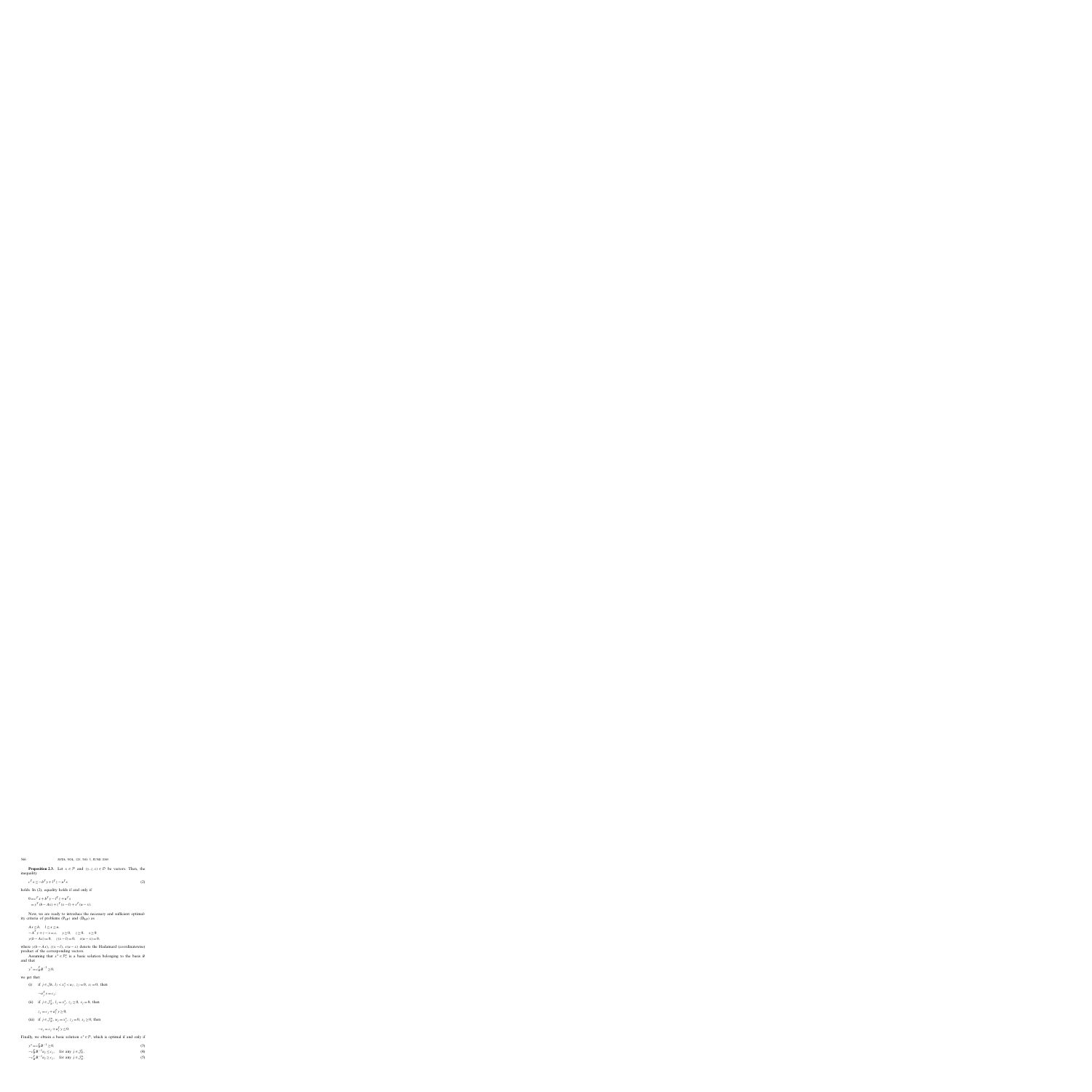**Proposition 2.3.** Let $x \in \mathcal{P}$ and $(y, z, s) \in \mathcal{D}$ be vectors. Then, the inequality

$$c^T x \geq -b^T y + l^T z - u^T s \tag{2}$$

holds. In (2), equality holds if and only if

$$\begin{aligned} 0 &= c^T x + b^T y - l^T z + u^T s \\ &= y^T (b - Ax) + z^T (x - l) + s^T (u - x). \end{aligned}$$

Now, we are ready to introduce the necessary and sufficient optimality criteria of problems $(P_{LB})$ and $(D_{LB})$ as

$$\begin{aligned} &Ax \leq b, \quad l \leq x \leq u, \\ &-A^T y + z - s = c, \quad y \geq 0, \quad z \geq 0, \quad s \geq 0, \\ &y(b - Ax) = 0, \quad z(x - l) = 0, \quad s(u - x) = 0, \end{aligned}$$

where $y(b - Ax)$, $z(x - l)$, $s(u - x)$ denote the Hadamard (coordinatewise) product of the corresponding vectors.

Assuming that $x^* \in \mathcal{P}_1^*$ is a basic solution belonging to the basis $B$ and that

$$y^* = c_B^T B^{-1} \geq 0,$$

we get that:

(i) if $j \in \mathcal{J}_B$, $l_j < x_j^* < u_j$, $z_j = 0$, $s_j = 0$, then

$$-a_j^T y = c_j,$$

(ii) if $j \in \mathcal{J}_N^l$, $l_j = x_j^*$, $z_j \geq 0$, $s_j = 0$, then

$$z_j = c_j + a_j^T y \geq 0,$$

(iii) if $j \in \mathcal{J}_N^u$, $u_j = x_j^*$, $z_j = 0$, $s_j \geq 0$, then

$$-s_j = c_j + a_j^T y \leq 0.$$

Finally, we obtain a basic solution $x^* \in \mathcal{P}_1$ which is optimal if and only if

$$y^* = c_B^T B^{-1} \geq 0, \tag{3}$$

$$-c_B^T B^{-1} a_j \leq c_j, \quad \text{for any } j \in \mathcal{J}_N^l, \tag{4}$$

$$-c_B^T B^{-1} a_j \geq c_j, \quad \text{for any } j \in \mathcal{J}_N^u. \tag{5}$$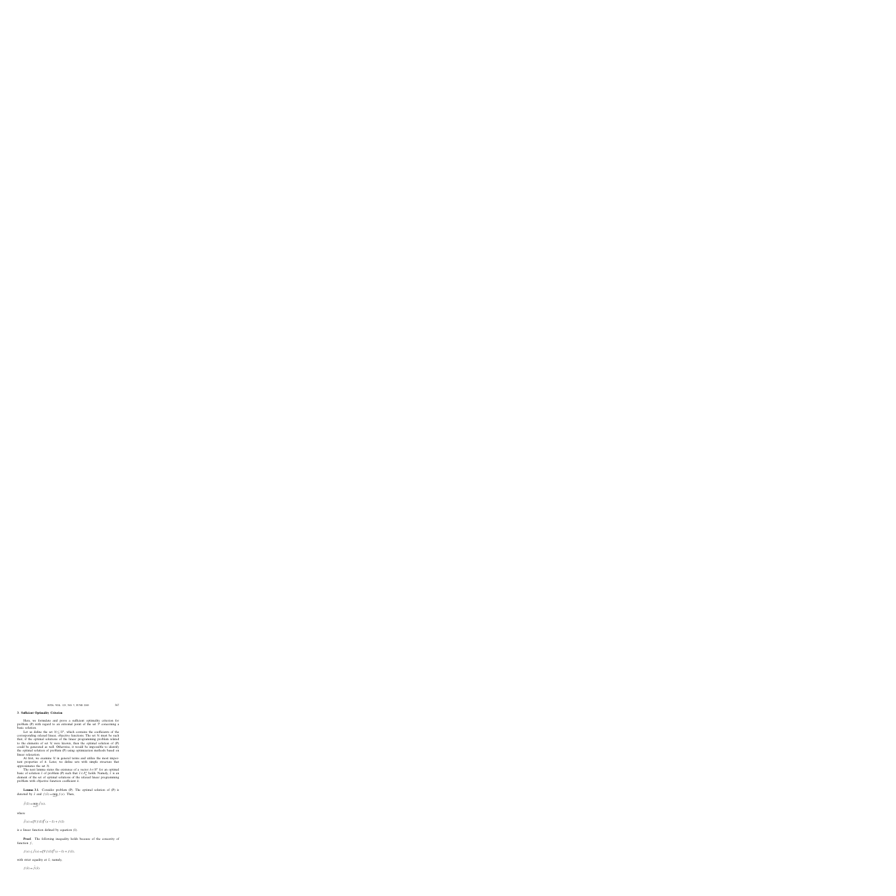## 3. Sufficient Optimality Criterion

Here, we formulate and prove a sufficient optimality criterion for problem (P) with regard to an extremal point of the set P concerning a basic solution.

Let us define the set $\mathcal{H} \subseteq \mathbb{R}^n$, which contains the coefficients of the corresponding relaxed linear objective functions. The set $\mathcal{H}$ must be such that, if the optimal solutions of the linear programming problem related to the elements of set $\mathcal{H}$ were known, then the optimal solution of (P) could be generated as well. Otherwise, it would be impossible to identify the optimal solution of problem (P) using optimization methods based on linear relaxation.

At first, we examine $\mathcal{H}$ in general terms and utilize the most important properties of it. Later, we define sets with simple structure that approximates the set $\mathcal{H}$.

The next lemma states the existence of a vector $h \in \mathbb{R}^n$ for an optimal basic of solution $\bar{x}$ of problem (P) such that $\bar{x} \in P_h^*$ holds. Namely, $\bar{x}$ is an element of the set of optimal solutions of the relaxed linear programming problem with objective function coefficient $h$.

**Lemma 3.1.** Consider problem (P). The optimal solution of (P) is denoted by $\bar{x}$ and $f(\bar{x}) = \min_{x \in P} f(x)$. Then,

$$\hat{f}(\bar{x}) = \min_{x \in P} \hat{f}(x),$$

where

$$\hat{f}(x) = [\nabla f(\bar{x})]^T (x - \bar{x}) + f(\bar{x})$$

is a linear function defined by equation (1).

**Proof.** The following inequality holds because of the concavity of function $f$,

$$f(x) \leq \hat{f}(x) = [\nabla f(\bar{x})]^T (x - \bar{x}) + f(\bar{x}),$$

with strict equality at $\bar{x}$, namely,

$$f(\bar{x}) = \hat{f}(\bar{x}).$$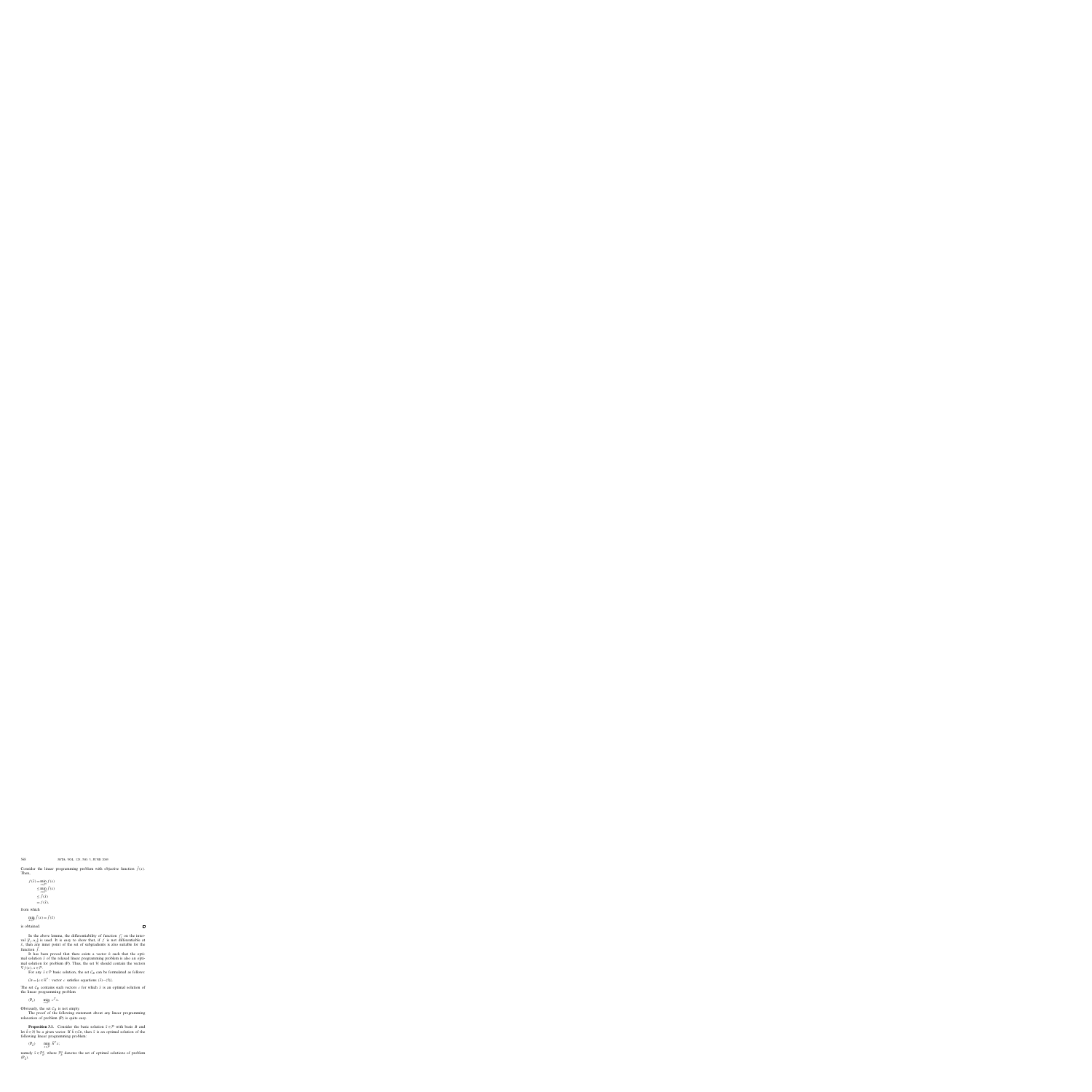Consider the linear programming problem with objective function $\bar{f}(x)$. Then,

$$
\begin{aligned}
f(\bar{x}) &= \min_{x \in \mathcal{P}} f(x) \\
&\leq \min_{x \in \mathcal{P}} \bar{f}(x) \\
&\leq \bar{f}(\bar{x}) \\
&= f(\bar{x}).
\end{aligned}
$$

from which

$$\min_{x \in \mathcal{P}} \bar{f}(x) = \bar{f}(\bar{x})$$

is obtained. ∎

In the above lemma, the differentiability of function $f_j$ on the interval $[l_j, u_j]$ is used. It is easy to show that, if $f$ is not differentiable at $\bar{x}$, then any inner point of the set of subgradients is also suitable for the function $\bar{f}$.

It has been proved that there exists a vector $\bar{c}$ such that the optimal solution $\bar{x}$ of the relaxed linear programming problem is also an optimal solution for problem (P). Thus, the set $\mathcal{H}$ should contain the vectors $\nabla f(x), x \in \mathcal{P}$.

For any $\bar{x} \in \mathcal{P}$ basic solution, the set $\mathcal{C}_B$ can be formulated as follows:

$$\mathcal{C}_B = \{c \in \mathbb{R}^n : \text{ vector } c \text{ satisfies equations (3)–(5)}\}.$$

The set $\mathcal{C}_B$ contains such vectors $c$ for which $\bar{x}$ is an optimal solution of the linear programming problem

$$(\mathrm{P}_c) \qquad \min_{x \in \mathcal{P}} c^T x.$$

Obviously, the set $\mathcal{C}_B$ is not empty.

The proof of the following statement about any linear programming relaxation of problem (P) is quite easy.

**Proposition 3.1.** Consider the basic solution $\bar{x} \in \mathcal{P}$ with basis $B$ and let $\tilde{h} \in \mathcal{H}$ be a given vector. If $\tilde{h} \in \mathcal{C}_B$, then $\bar{x}$ is an optimal solution of the following linear programming problem:

$$(\mathrm{P}_{\tilde{h}}) \qquad \min_{x \in \mathcal{P}} \tilde{h}^T x;$$

namely $\bar{x} \in \mathcal{P}^*_{\tilde{h}}$, where $\mathcal{P}^*_{\tilde{h}}$ denotes the set of optimal solutions of problem $(\mathrm{P}_{\tilde{h}})$.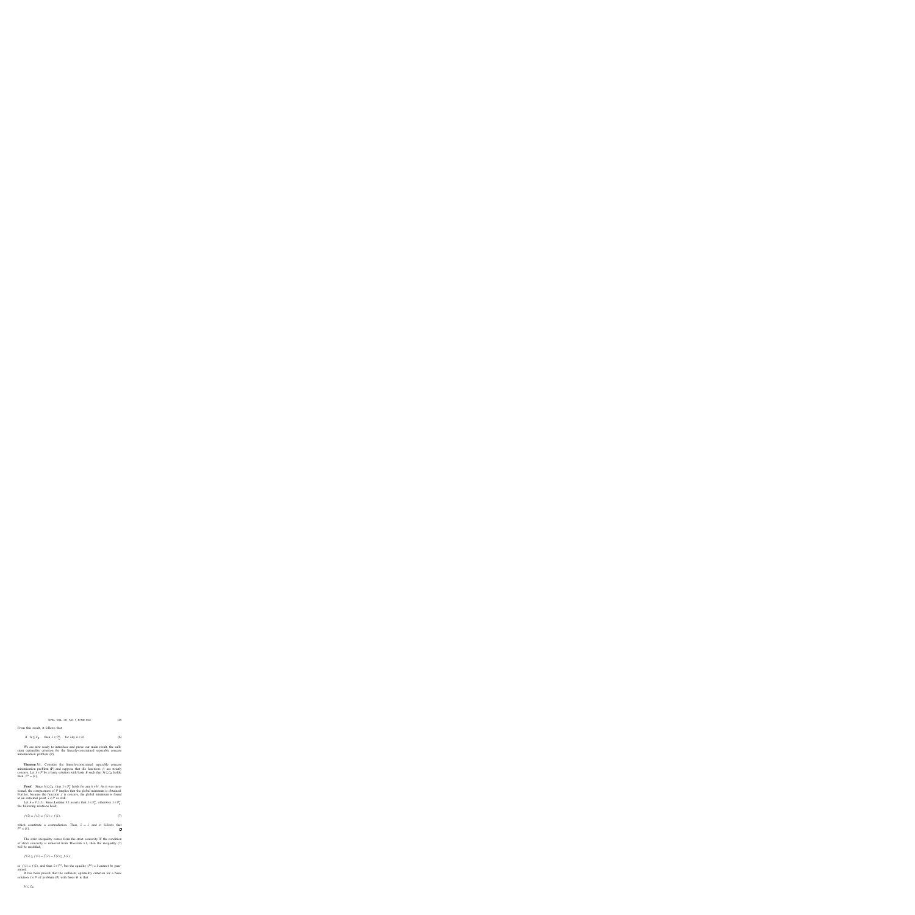From this result, it follows that

$$\text{if } \mathcal{H} \subseteq \mathcal{C}_B, \quad \text{then } \bar{x} \in \mathcal{P}_h^+, \quad \text{for any } h \in \mathcal{H}. \tag{6}$$

We are now ready to introduce and prove our main result, the sufficient optimality criterion for the linearly-constrained separable concave minimization problem (P).

**Theorem 3.1.** Consider the linearly-constrained separable concave minimization problem (P) and suppose that the functions $f_i$ are strictly concave. Let $\bar{x} \in \mathcal{P}$ be a basic solution with basis $B$ such that $\mathcal{H} \subseteq \mathcal{C}_B$ holds; then, $\mathcal{P}^* = \{\bar{x}\}$.

**Proof.** Since $\mathcal{H} \subseteq \mathcal{C}_B$, thus $\bar{x} \in \mathcal{P}_h^+$ holds for any $h \in \mathcal{H}$. As it was mentioned, the compactness of $\mathcal{P}$ implies that the global minimum is obtained. Further, because the function $f$ is concave, the global minimum is found at an extremal point $\hat{x} \in \mathcal{P}$ as well.

Let $\hat{h} = \nabla f(\hat{x})$. Since Lemma 3.1 asserts that $\hat{x} \in \mathcal{P}_{\hat{h}}^*$, otherwise $\bar{x} \in \mathcal{P}_{\hat{h}}^+$, the following relations hold,

$$f(\bar{x}) = \hat{f}(\bar{x}) = \hat{f}(\hat{x}) > f(\hat{x}), \tag{7}$$

which constitute a contradiction. Thus, $\bar{x} = \hat{x}$ and it follows that $\mathcal{P}^* = \{\bar{x}\}$. ∎

The strict inequality comes from the strict concavity. If the condition of strict concavity is removed from Theorem 3.1, then the inequality (7) will be modified,

$$f(\bar{x}) \geq f(\bar{x}) = \hat{f}(\bar{x}) = \hat{f}(\hat{x}) \geq f(\hat{x}),$$

so $f(\bar{x}) = f(\hat{x})$, and thus $\bar{x} \in \mathcal{P}^*$; but the equality $|\mathcal{P}^*| = 1$ cannot be guaranteed.

It has been proved that the sufficient optimality criterion for a basic solution $\bar{x} \in \mathcal{P}$ of problem (P) with basis $B$ is that

$$\mathcal{H} \subseteq \mathcal{C}_B.$$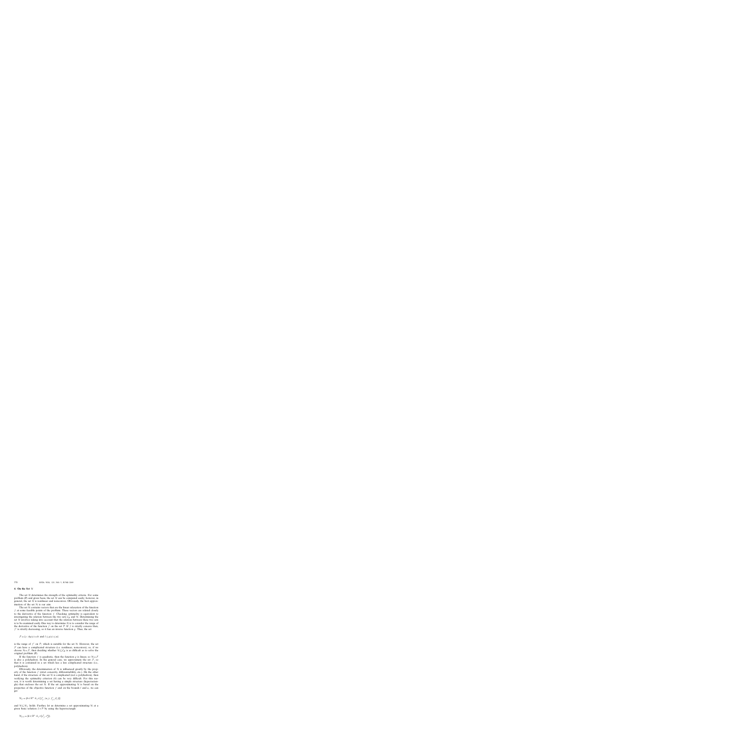## 4. On the Set $\mathcal{H}$

The set $\mathcal{H}$ determines the strength of the optimality criteria. For some problem (P) and given basis, the set $\mathcal{H}$ can be computed easily; however, in general, the set $\mathcal{H}$ is nonlinear and nonconvex. Obviously, the best approximation of the set $\mathcal{H}$ is our aim.

The set $\mathcal{H}$ contains vectors that are the linear relaxation of the function $f$ at some feasible points of the problem. These vectors are related closely to the derivative of the function $f$. Checking optimality is equivalent to investigating the relation between the two sets $\mathcal{C}_B$ and $\mathcal{H}$. Determining the set $\mathcal{H}$ involves taking into account that the relation between these two sets is to be examined easily. One way to determine $\mathcal{H}$ is to consider the range of the derivative of the function $f$ on the set $\mathcal{P}$. If $f$ is strictly concave then, $f'$ is strictly decreasing, so it has an inverse function $g$. Thus, the set

$$\mathcal{F} = \{y : Ag(y) = b \text{ and } l \leq g(y) \leq u\}$$

is the range of $f'$ on $\mathcal{P}$, which is suitable for the set $\mathcal{H}$. However, the set $\mathcal{F}$ can have a complicated structure (i.e. nonlinear, nonconvex); so, if we choose $\mathcal{H} = \mathcal{F}$, then deciding whether $\mathcal{H} \subseteq \mathcal{C}_B$ is as difficult as to solve the original problem (P).

If the function $f$ is quadratic, then the function $g$ is linear, so $\mathcal{H} = \mathcal{F}$ is also a polyhedron. In the general case, we approximate the set $\mathcal{F}$, so that it is contained in a set which has a less complicated structure (i.e., polyhedron).

Obviously, the determination of $\mathcal{H}$ is influenced greatly by the property of the function $f$ (strict concavity, differentiability, etc.). On the other hand, if the structure of the set $\mathcal{H}$ is complicated (not a polyhedron), then verifying the optimality criterion (6) can be very difficult. For this reason, it is worth determining a set having a simple structure (hyperrectangle) that encloses the set $\mathcal{H}$. If the set approximating $\mathcal{H}$ is based on the properties of the objective function $f$ and on the bounds $l$ and $u$, we can get

$$\mathcal{H}_f = \{h \in \mathbb{R}^n : h_j \in [f'_{j-}(u_j), f'_{j+}(l_j)]\}$$

and $\mathcal{H} \subseteq \mathcal{H}_f$ holds. Further, let us determine a set approximating $\mathcal{H}$ at a given basic solution $\bar{x} \in \mathcal{P}$ by using the hyperrectangle

$$\mathcal{H}_{f,\bar{x}} = \{h \in \mathbb{R}^n : h_j \in [r^l_j, r^u_j]\},$$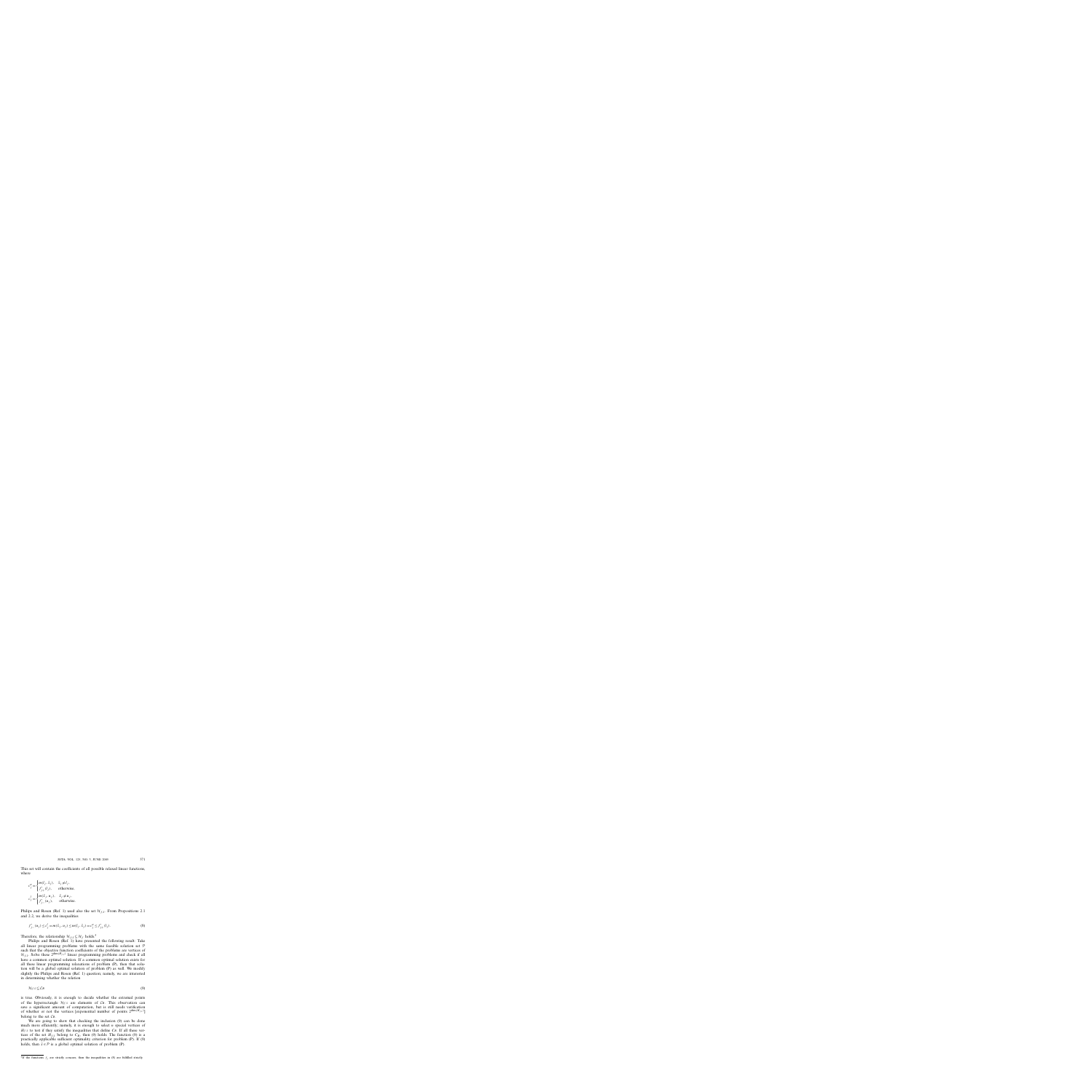This set will contain the coefficients of all possible relaxed linear functions, where

$$c_i^u = \begin{cases} m(l_i, \bar{x}_i), & \bar{x}_i \neq l_i, \\ f'_{i,+}(l_i), & \text{otherwise}, \end{cases}$$

$$c_i^l = \begin{cases} m(\bar{x}_i, u_i), & \bar{x}_i \neq u_i, \\ f'_{i,-}(u_i), & \text{otherwise}. \end{cases}$$

Philips and Rosen (Ref. 1) used also the set $\mathcal{H}_{f,\bar{x}}$. From Propositions 2.1 and 2.2, we derive the inequalities

$$f'_{i,-}(u_i) \le c_i^l = m(\bar{x}_i, u_i) \le m(l_i, \bar{x}_i) = c_i^u \le f'_{i,+}(l_i). \tag{8}$$

Therefore, the relationship $\mathcal{H}_{f,\bar{x}} \subseteq \mathcal{H}_f$ holds.[4]

Philips and Rosen (Ref. 1) have presented the following result. Take all linear programming problems with the same feasible solution set $P$ such that the objective function coefficients of the problems are vertices of $\mathcal{H}_{f,\bar{x}}$. Solve these $2^{\dim(\mathcal{H}_{f,\bar{x}})}$ linear programming problems and check if all have a common optimal solution. If a common optimal solution exists for all these linear programming relaxations of problem (P), then that solution will be a global optimal solution of problem (P) as well. We modify slightly the Philips and Rosen (Ref. 1) question; namely, we are interested in determining whether the relation

$$\mathcal{H}_{f,\bar{x}} \subseteq \mathcal{C}\bar{x} \tag{9}$$

is true. Obviously, it is enough to decide whether the extremal points of the hyperrectangle $\mathcal{H}_{f,\bar{x}}$ are elements of $\mathcal{C}\bar{x}$. This observation can save a significant amount of computation, but is still needs verification of whether or not the vertices [exponential number of points $2^{\dim(\mathcal{H}_{f,\bar{x}})}$] belong to the set $\mathcal{C}\bar{x}$.

We are going to show that checking the inclusion (9) can be done much more efficiently; namely, it is enough to select $n$ special vertices of $\mathcal{H}_{f,\bar{x}}$ to test if they satisfy the inequalities that define $\mathcal{C}\bar{x}$. If all these vertices of the set $\mathcal{H}_{f,\bar{x}}$ belong to $\mathcal{C}_{\bar{x}}$, then (9) holds. The function (9) is a practically applicable sufficient optimality criterion for problem (P). If (9) holds, then $\bar{x} \in P$ is a global optimal solution of problem (P).

[4] If the functions $f_i$ are strictly concave, then the inequalities in (8) are fulfilled strictly.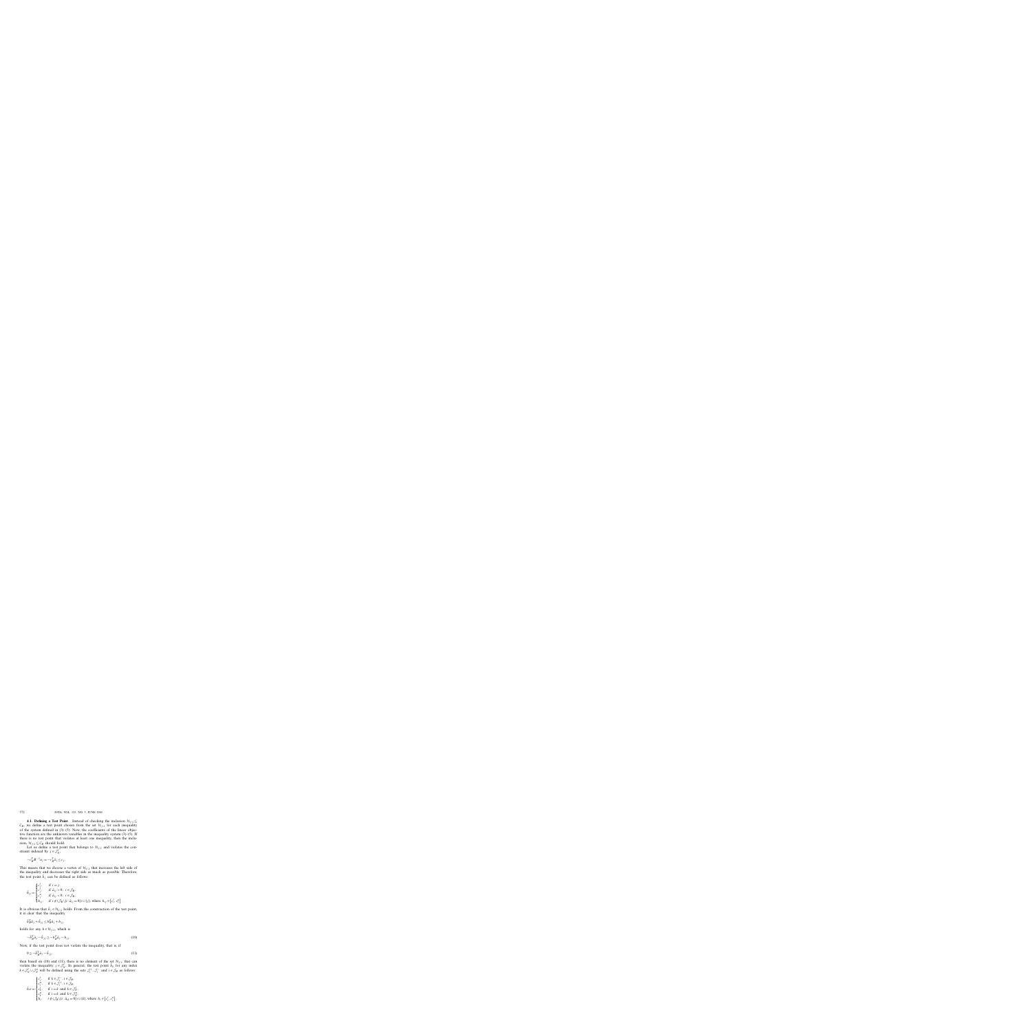**4.1. Defining a Test Point.** Instead of checking the inclusion $\mathcal{H}_{J,L} \subseteq \mathcal{C}_B$, we define a test point chosen from the set $\mathcal{H}_{J,L}$ for each inequality of the system defined in (3)–(5). Now, the coefficients of the linear objective function are the unknown variables in the inequality system (3)–(5). If there is no test point that violates at least one inequality, then the inclusion, $\mathcal{H}_{J,L} \subseteq \mathcal{C}_B$ should hold.

Let us define a test point that belongs to $\mathcal{H}_{J,L}$ and violates the constraint induced by $j \in \mathcal{J}_N^{\leq}$:

$$-c_B^T B^{-1} a_j = -c_B^T \bar{a}_j \leq c_j.$$

This means that we choose a vertex of $\mathcal{H}_{J,L}$ that increases the left side of the inequality and decreases the right side as much as possible. Therefore, the test point $\hat{c}_j$ can be defined as follows:

$$\hat{c}_{ij} = \begin{cases} c_j^l, & \text{if } i = j, \\ c_i^l, & \text{if } \bar{a}_{ij} > 0, \ i \in \mathcal{J}_B, \\ c_i^u, & \text{if } \bar{a}_{ij} < 0, \ i \in \mathcal{J}_B, \\ k_{ij}, & \text{if } i \notin (\mathcal{J}_B \setminus \{i : \bar{a}_{ij} = 0\}) \cup \{j\}, \text{ where } k_{ij} \in [c_i^l, c_i^u]. \end{cases}$$

It is obvious that $\hat{c}_j \in \mathcal{H}_{J,L}$ holds. From the construction of the test point, it is clear that the inequality

$$\hat{c}_B^T \bar{a}_j + \hat{c}_{jj} \leq h_B^T \bar{a}_j + h_{jj}$$

holds for any $h \in \mathcal{H}_{J,L}$, which is

$$-\hat{c}_B^T \bar{a}_j - \hat{c}_{jj} \geq -h_B^T \bar{a}_j - h_{jj}. \tag{10}$$

Now, if the test point does not violate the inequality, that is, if

$$0 \geq -\hat{c}_B^T \bar{a}_j - \hat{c}_{jj}, \tag{11}$$

then based on (10) and (11), there is no element of the set $\mathcal{H}_{J,L}$ that can violate the inequality $j \in \mathcal{J}_N^{\leq}$. In general, the test point $\hat{c}_k$ for any index $k \in \mathcal{J}_N^{\leq} \cup \mathcal{J}_N^{=}$ will be defined using the sets $\mathcal{J}_i^{\leq}$, $\mathcal{J}_i^{\geq}$, and $i \in \mathcal{J}_B$ as follows:

$$\hat{c}_{ik} = \begin{cases} c_i^l, & \text{if } k \in \mathcal{J}_i^{\leq}, \ i \in \mathcal{J}_B, \\ c_i^u, & \text{if } k \in \mathcal{J}_i^{\geq}, \ i \in \mathcal{J}_B, \\ c_k^l, & \text{if } i = k \text{ and } k \in \mathcal{J}_N^{\leq}, \\ c_k^u, & \text{if } i = k \text{ and } k \in \mathcal{J}_N^{=}, \\ h_i, & i \notin (\mathcal{J}_B \setminus \{i : \bar{a}_{ik} = 0\}) \cup \{k\}, \text{ where } h_i \in [c_i^l, c_i^u]. \end{cases}$$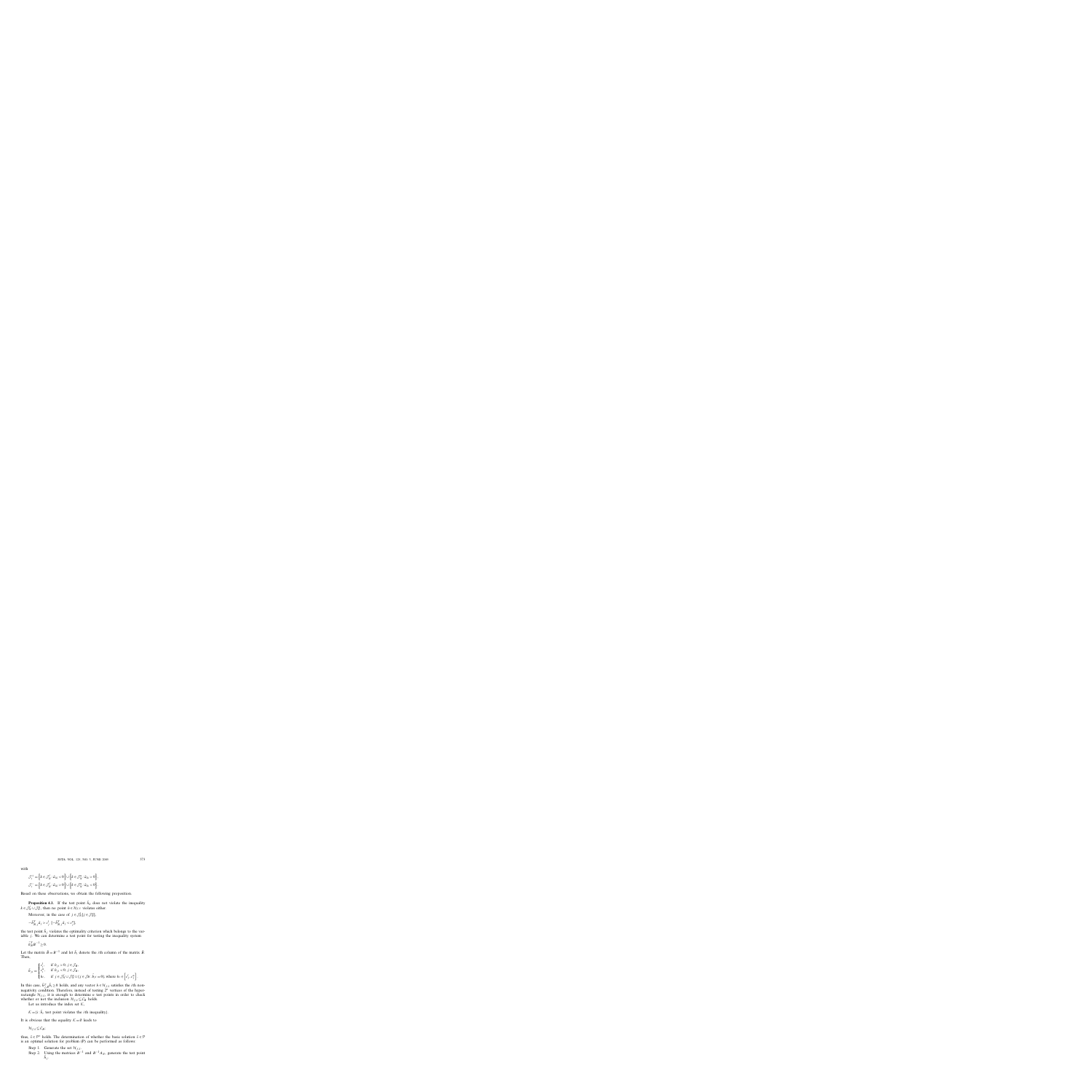with

$$\mathcal{J}_j^+ = \left\{k \in \mathcal{J}_N^- : \hat{a}_{kj} < 0\right\} \cup \left\{k \in \mathcal{J}_N^+ : \hat{a}_{kj} > 0\right\},$$

$$\mathcal{J}_j^- = \left\{k \in \mathcal{J}_N^- : \hat{a}_{kj} > 0\right\} \cup \left\{k \in \mathcal{J}_N^+ : \hat{a}_{kj} < 0\right\}.$$

Based on these observations, we obtain the following proposition.

**Proposition 4.1.** If the test point $\hat{\lambda}_j$ does not violate the inequality $k \in \mathcal{J}_N^- \cup \mathcal{J}_N^+$, then no point $\lambda \in \mathcal{H}_{LU}$ violates either.

Moreover, in the case of $j \in \mathcal{J}_N^-(j \in \mathcal{J}_N^+)$,

$$-\hat{\lambda}_{B,j}^T \hat{\lambda}_j > c_j^L \; (-\hat{\lambda}_{B,j}^T \hat{\lambda}_j < c_j^U),$$

the test point $\hat{\lambda}_j$ violates the optimality criterion which belongs to the variable $j$. We can determine a test point for testing the inequality system

$$\hat{\lambda}_B^T B^{-1} \geq 0.$$

Let the matrix $\hat{B} = B^{-1}$ and let $\hat{b}_i$ denote the $i$th column of the matrix $\hat{B}$. Then,

$$\hat{\lambda}_{ji} = \begin{cases} c_j^L, & \text{if } \hat{b}_{ji} > 0, \; j \in \mathcal{J}_B, \\ c_j^U, & \text{if } \hat{b}_{ji} < 0, \; j \in \mathcal{J}_B, \\ h, & \text{if } j \in \mathcal{J}_N^- \cup \mathcal{J}_N^+ \cup \{j \in \mathcal{J}_B : \hat{b}_{ji} = 0\}, \text{ where } h \in \left[c_j^L, c_j^U\right]. \end{cases}$$

In this case, $\hat{\lambda}_{i,B}^T \hat{b}_i \geq 0$ holds, and any vector $\lambda \in \mathcal{H}_{LU}$ satisfies the $i$th nonnegativity condition. Therefore, instead of testing $2^n$ vertices of the hyperrectangle $\mathcal{H}_{LU}$, it is enough to determine $n$ test points in order to check whether or not the inclusion $\mathcal{H}_{LU} \subseteq \mathcal{L}_B$ holds.

Let us introduce the index set $\mathcal{K}$,

$$\mathcal{K} = \{i : \hat{\lambda}_i \text{ test point violates the } i\text{th inequality}\}.$$

It is obvious that the equality $\mathcal{K} = \emptyset$ leads to

$$\mathcal{H}_{LU} \subseteq \mathcal{L}_B,$$

thus, $\hat{x} \in \mathcal{P}^*$ holds. The determination of whether the basic solution $\hat{x} \in \mathcal{P}$ is an optimal solution for problem (P) can be performed as follows:

Step 1. Generate the set $\mathcal{H}_{LU}$.

Step 2. Using the matrices $B^{-1}$ and $B^{-1}A_N$, generate the test point $\hat{\lambda}_j$.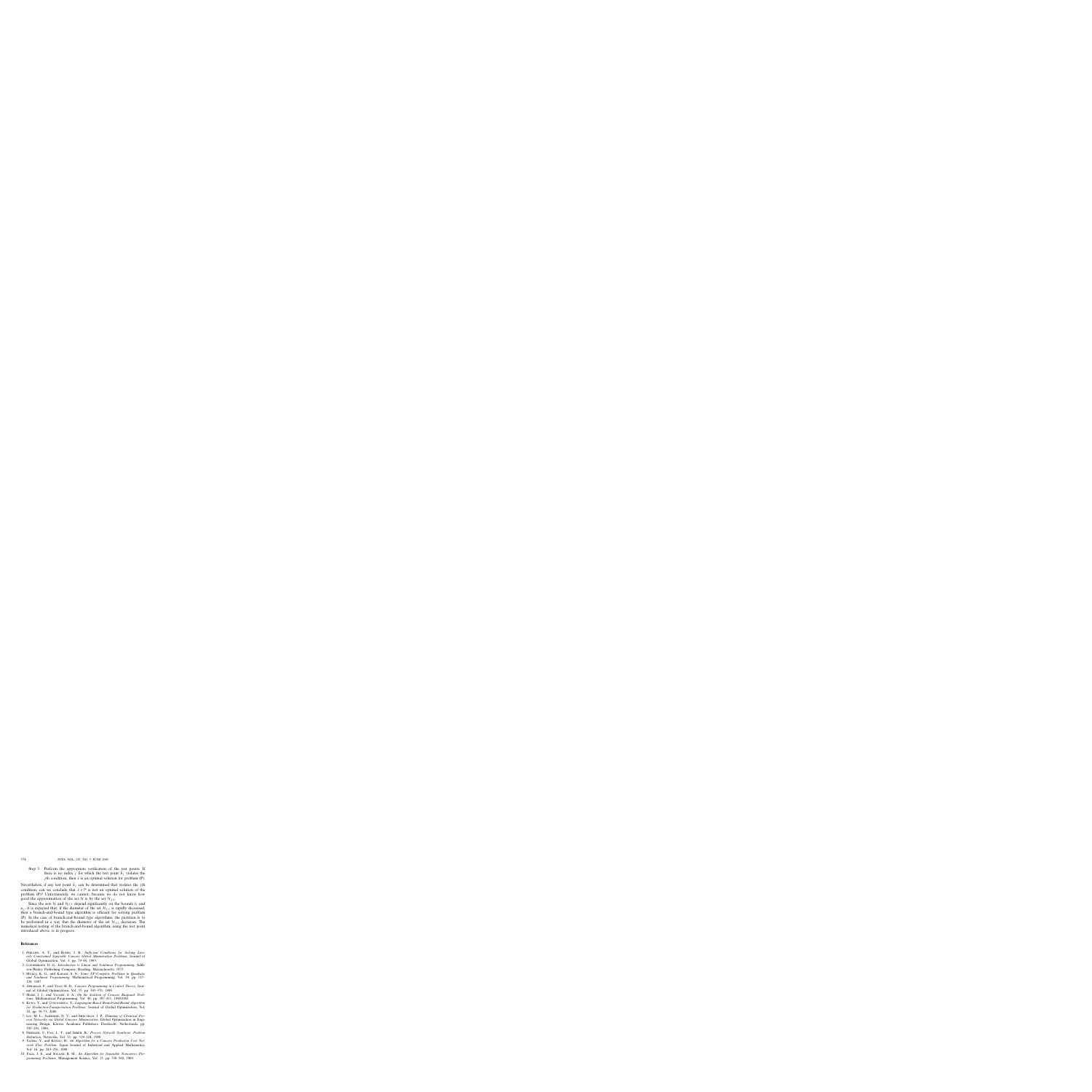Step 5. Perform the appropriate verification of the test points. If there is no index $j$ for which the test point $\hat{x}_j$ violates the $j$th condition, then $\bar{x}$ is an optimal solution for problem (P).

Nevertheless, if any test point $\hat{x}_j$ can be determined that violates the $j$th condition, can we conclude that $\bar{x} \in P$ is not an optimal solution of the problem (P)? Unfortunately, we cannot, because we do not know how good the approximation of the set $\mathcal{H}$ is by the set $\mathcal{H}_{f,S}$.

Since the sets $\mathcal{H}$ and $\mathcal{H}_{f,S}$ depend significantly on the bounds $l_i$ and $u_i$, it is expected that, if the diameter of the set $\mathcal{H}_{f,S}$ is rapidly decreased, then a branch-and-bound type algorithm is efficient for solving problem (P). In the case of branch-and-bound type algorithms, the partition is to be performed in a way that the diameter of the set $\mathcal{H}_{f,S}$ decreases. The numerical testing of the branch-and-bound algorithm, using the test point introduced above, is in progress.

## References

1. Phillips, A. T., and Rosen, J. B., *Sufficient Conditions for Solving Linearly Constrained Separable Concave Global Minimization Problems*, Journal of Global Optimization, Vol. 3, pp. 79–94, 1993.
2. Luenberger, D. G., *Introduction to Linear and Nonlinear Programming*, Addison-Wesley Publishing Company, Reading, Massachusetts, 1973.
3. Murty, K. G., and Kabadi, S. N., *Some NP-Complete Problems in Quadratic and Nonlinear Programming*, Mathematical Programming, Vol. 39, pp. 117–129, 1987.
4. Apkarian, P., and Tuan, H. D., *Concave Programming in Control Theory*, Journal of Global Optimization, Vol. 15, pp. 343–370, 1999.
5. Moré, J. J., and Vavasis, S. A., *On the Solution of Concave Knapsack Problems*, Mathematical Programming, Vol. 49, pp. 397–411, 1990/1991.
6. Kuno, T., and Utsunomiya, T., *Lagrangian-Based Branch-and-Bound Algorithm for Production-Transportation Problems*, Journal of Global Optimization, Vol. 18, pp. 59–73, 2000.
7. Lee, M. L., Sahinidis, N. V., and Shectman, J. P., *Planning of Chemical Process Networks via Global Concave Minimization*, Global Optimization in Engineering Design, Kluwer Academic Publishers, Dordrecht, Netherlands, pp. 195–230, 1996.
8. Friedler, F., Fan, L. T., and Imreh, B., *Process Network Synthesis: Problem Definition*, Networks, Vol. 31, pp. 119–124, 1998.
9. Yajima, Y., and Konno, H., *An Algorithm for a Concave Production Cost Network Flow Problem*, Japan Journal of Industrial and Applied Mathematics, Vol. 16, pp. 243–256, 1999.
10. Falk, J. E., and Soland, R. M., *An Algorithm for Separable Nonconvex Programming Problems*, Management Science, Vol. 15, pp. 550–569, 1969.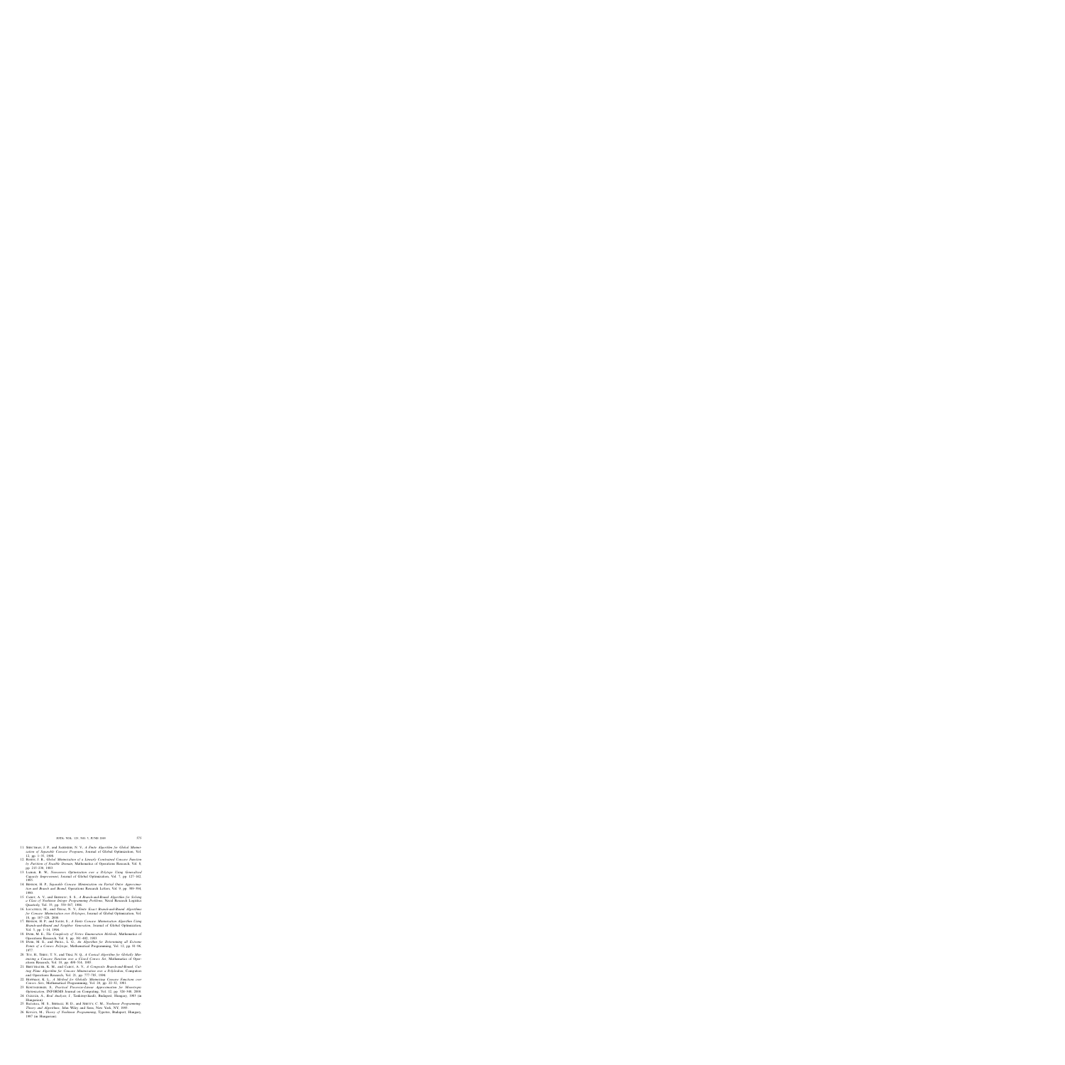11. Shectman, J. P., and Sahinidis, N. V., *A Finite Algorithm for Global Minimization of Separable Concave Programs*, Journal of Global Optimization, Vol. 12, pp. 1–35, 1998.
12. Rosen, J. B., *Global Minimization of a Linearly Constrained Concave Function by Partition of Feasible Domain*, Mathematics of Operations Research, Vol. 8, pp. 215–230, 1983.
13. Lamar, B. W., *Nonconvex Optimization over a Polytope Using Generalized Capacity Improvement*, Journal of Global Optimization, Vol. 7, pp. 127–142, 1995.
14. Benson, H. P., *Separable Concave Minimization via Partial Outer Approximation and Branch and Bound*, Operations Research Letters, Vol. 9, pp. 389–394, 1990.
15. Cabot, A. V., and Erenguc, S. S., *A Branch-and-Bound Algorithm for Solving a Class of Nonlinear Integer Programming Problems*, Naval Research Logistics Quarterly, Vol. 33, pp. 559–567, 1986.
16. Locatelli, M., and Thoai, N. V., *Finite Exact Branch-and-Bound Algorithms for Concave Minimization over Polytopes*, Journal of Global Optimization, Vol. 18, pp. 107–128, 2000.
17. Benson, H. P., and Sayin, S., *A Finite Concave Minimization Algorithm Using Branch-and-Bound and Neighbor Generation*, Journal of Global Optimization, Vol. 5, pp. 1–14, 1994.
18. Dyer, M. E., *The Complexity of Vertex Enumeration Methods*, Mathematics of Operations Research, Vol. 8, pp. 381–402, 1983.
19. Dyer, M. E., and Proll, L. G., *An Algorithm for Determining all Extreme Points of a Convex Polytope*, Mathematical Programming, Vol. 12, pp. 81–96, 1977.
20. Tuy, H., Thieu, T. V., and Thai N. Q., *A Conical Algorithm for Globally Minimizing a Concave Function over a Closed Convex Set*, Mathematics of Operations Research, Vol. 10, pp. 498–514, 1985.
21. Bretthauer, K. M., and Cabot, A. V., *A Composite Branch-and-Bound, Cutting Plane Algorithm for Concave Minimization over a Polyhedron*, Computers and Operations Research, Vol. 21, pp. 777–785, 1994.
22. Hoffman, K. L., *A Method for Globally Minimizing Concave Functions over Convex Sets*, Mathematical Programming, Vol. 20, pp. 22–32, 1981.
23. Kontogiorgis, S., *Practical Piecewise-Linear Approximation for Monotropic Optimization*, INFORMS Journal on Computing, Vol. 12, pp. 324–340, 2000.
24. Császár, A., *Real Analysis*, I., Tankönyvkiadó, Budapest, Hungary, 1983 (in Hungarian).
25. Bazaraa, M. S., Sherali, H. D., and Shetty, C. M., *Nonlinear Programming: Theory and Algorithms*, John Wiley and Sons, New York, NY, 1993.
26. Kovács, M., *Theory of Nonlinear Programming*, Typotex, Budapest, Hungary, 1997 (in Hungarian).